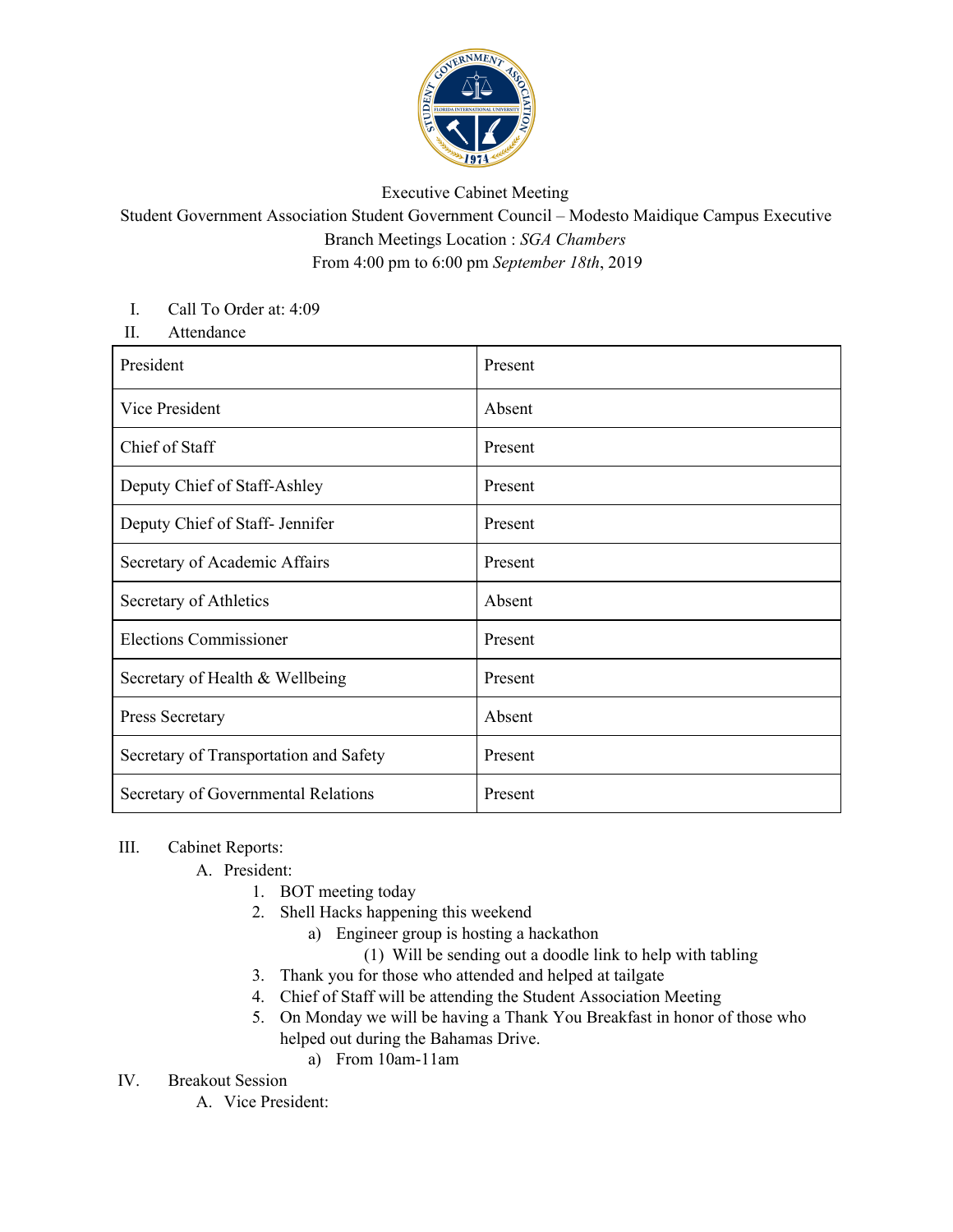Executive Cabinet Meeting

Student Government Association Student Government Council – Modesto Maidique Campus Executive Branch Meetings Location : *SGA Chambers*

From 4:00 pm to 6:00 pm *September 18th*, 2019

I. Call To Order at: 4:09

II. Attendance

| President | Present |
|---|---|
| Vice President | Absent |
| Chief of Staff | Present |
| Deputy Chief of Staff-Ashley | Present |
| Deputy Chief of Staff- Jennifer | Present |
| Secretary of Academic Affairs | Present |
| Secretary of Athletics | Absent |
| Elections Commissioner | Present |
| Secretary of Health & Wellbeing | Present |
| Press Secretary | Absent |
| Secretary of Transportation and Safety | Present |
| Secretary of Governmental Relations | Present |

III. Cabinet Reports:

- A. President:
  1. BOT meeting today
  2. Shell Hacks happening this weekend
     - a) Engineer group is hosting a hackathon
       - (1) Will be sending out a doodle link to help with tabling
  3. Thank you for those who attended and helped at tailgate
  4. Chief of Staff will be attending the Student Association Meeting
  5. On Monday we will be having a Thank You Breakfast in honor of those who helped out during the Bahamas Drive.
     - a) From 10am-11am

IV. Breakout Session

- A. Vice President: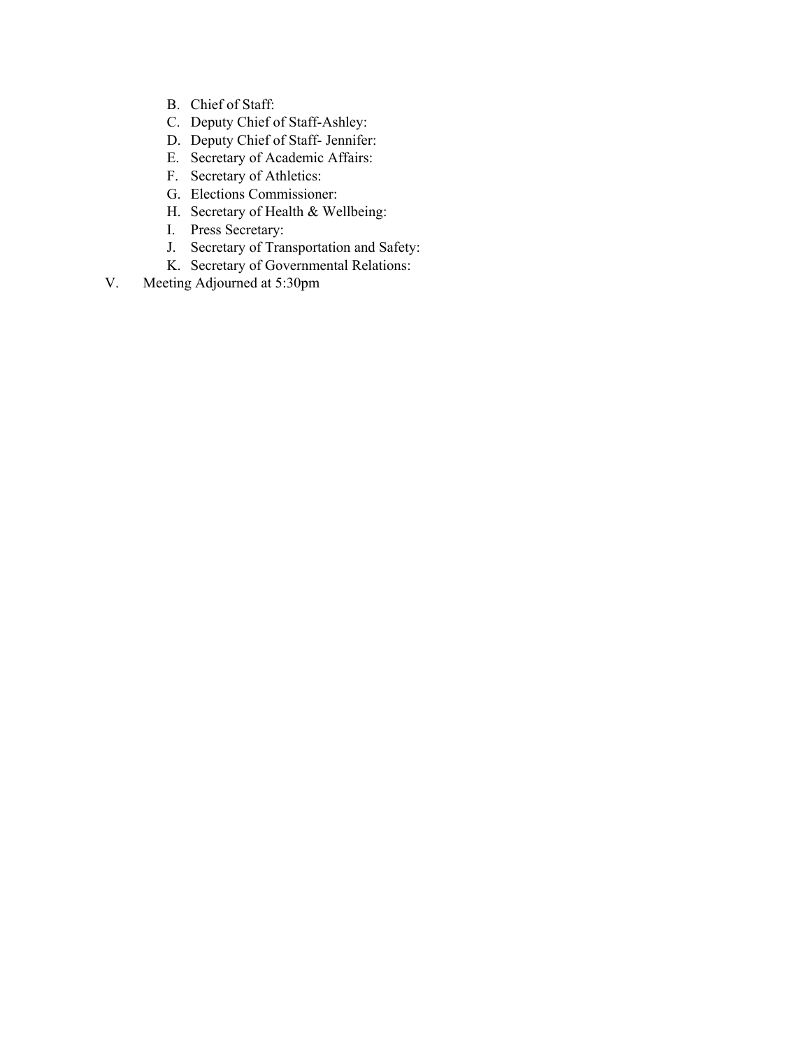B. Chief of Staff:
C. Deputy Chief of Staff-Ashley:
D. Deputy Chief of Staff- Jennifer:
E. Secretary of Academic Affairs:
F. Secretary of Athletics:
G. Elections Commissioner:
H. Secretary of Health & Wellbeing:
I. Press Secretary:
J. Secretary of Transportation and Safety:
K. Secretary of Governmental Relations:

V. Meeting Adjourned at 5:30pm